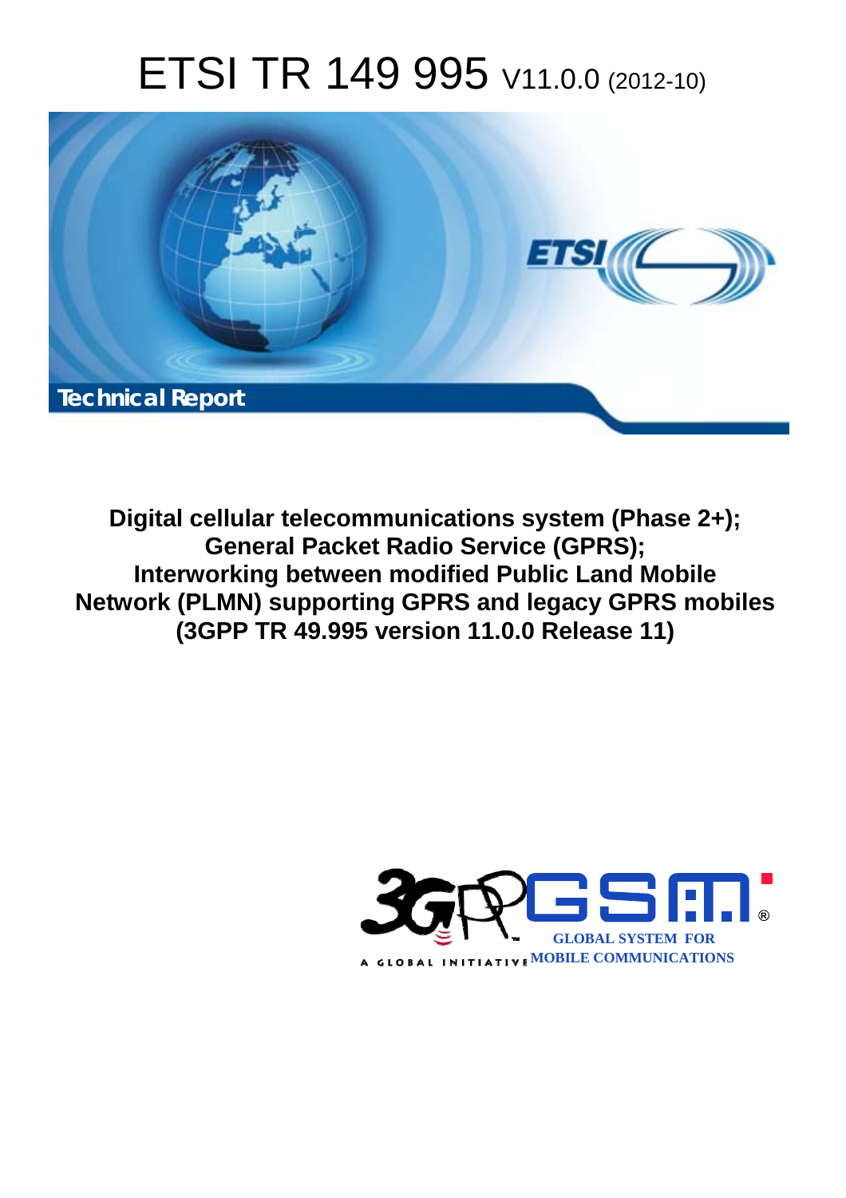# ETSI TR 149 995 V11.0.0 (2012-10)

Technical Report

**Digital cellular telecommunications system (Phase 2+); General Packet Radio Service (GPRS); Interworking between modified Public Land Mobile Network (PLMN) supporting GPRS and legacy GPRS mobiles (3GPP TR 49.995 version 11.0.0 Release 11)**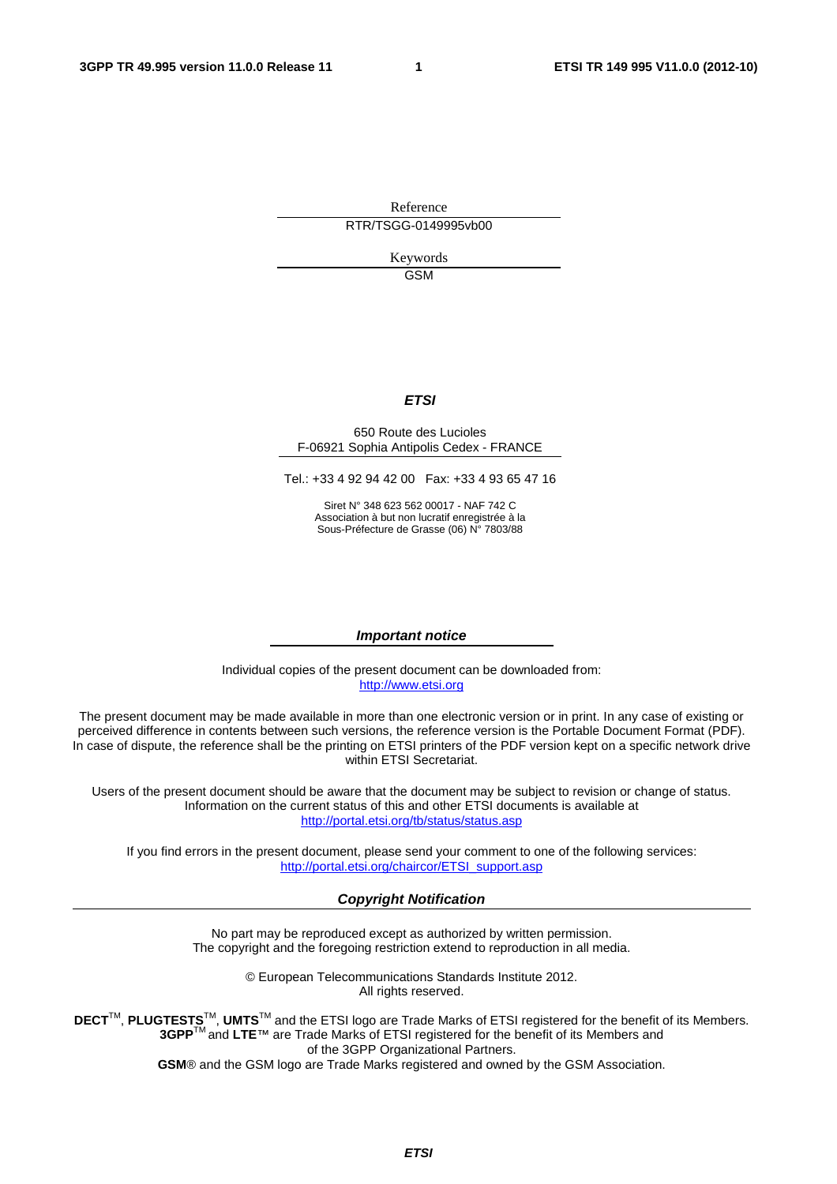Reference

RTR/TSGG-0149995vb00

Keywords

GSM

***ETSI***

650 Route des Lucioles
F-06921 Sophia Antipolis Cedex - FRANCE

Tel.: +33 4 92 94 42 00 Fax: +33 4 93 65 47 16

Siret N° 348 623 562 00017 - NAF 742 C
Association à but non lucratif enregistrée à la
Sous-Préfecture de Grasse (06) N° 7803/88

***Important notice***

Individual copies of the present document can be downloaded from:
http://www.etsi.org

The present document may be made available in more than one electronic version or in print. In any case of existing or perceived difference in contents between such versions, the reference version is the Portable Document Format (PDF). In case of dispute, the reference shall be the printing on ETSI printers of the PDF version kept on a specific network drive within ETSI Secretariat.

Users of the present document should be aware that the document may be subject to revision or change of status. Information on the current status of this and other ETSI documents is available at
http://portal.etsi.org/tb/status/status.asp

If you find errors in the present document, please send your comment to one of the following services:
http://portal.etsi.org/chaircor/ETSI_support.asp

***Copyright Notification***

No part may be reproduced except as authorized by written permission.
The copyright and the foregoing restriction extend to reproduction in all media.

© European Telecommunications Standards Institute 2012.
All rights reserved.

**DECT**™, **PLUGTESTS**™, **UMTS**™ and the ETSI logo are Trade Marks of ETSI registered for the benefit of its Members.
**3GPP**™ and **LTE**™ are Trade Marks of ETSI registered for the benefit of its Members and
of the 3GPP Organizational Partners.
**GSM**® and the GSM logo are Trade Marks registered and owned by the GSM Association.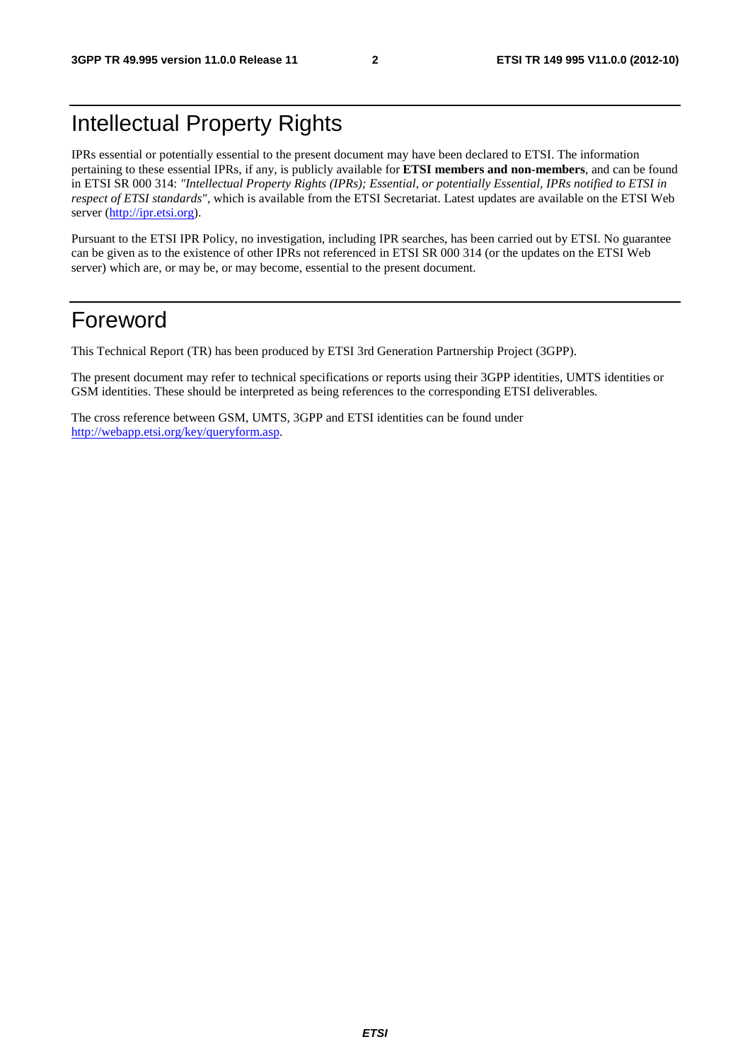# Intellectual Property Rights

IPRs essential or potentially essential to the present document may have been declared to ETSI. The information pertaining to these essential IPRs, if any, is publicly available for **ETSI members and non-members**, and can be found in ETSI SR 000 314: *"Intellectual Property Rights (IPRs); Essential, or potentially Essential, IPRs notified to ETSI in respect of ETSI standards"*, which is available from the ETSI Secretariat. Latest updates are available on the ETSI Web server (http://ipr.etsi.org).

Pursuant to the ETSI IPR Policy, no investigation, including IPR searches, has been carried out by ETSI. No guarantee can be given as to the existence of other IPRs not referenced in ETSI SR 000 314 (or the updates on the ETSI Web server) which are, or may be, or may become, essential to the present document.

# Foreword

This Technical Report (TR) has been produced by ETSI 3rd Generation Partnership Project (3GPP).

The present document may refer to technical specifications or reports using their 3GPP identities, UMTS identities or GSM identities. These should be interpreted as being references to the corresponding ETSI deliverables.

The cross reference between GSM, UMTS, 3GPP and ETSI identities can be found under http://webapp.etsi.org/key/queryform.asp.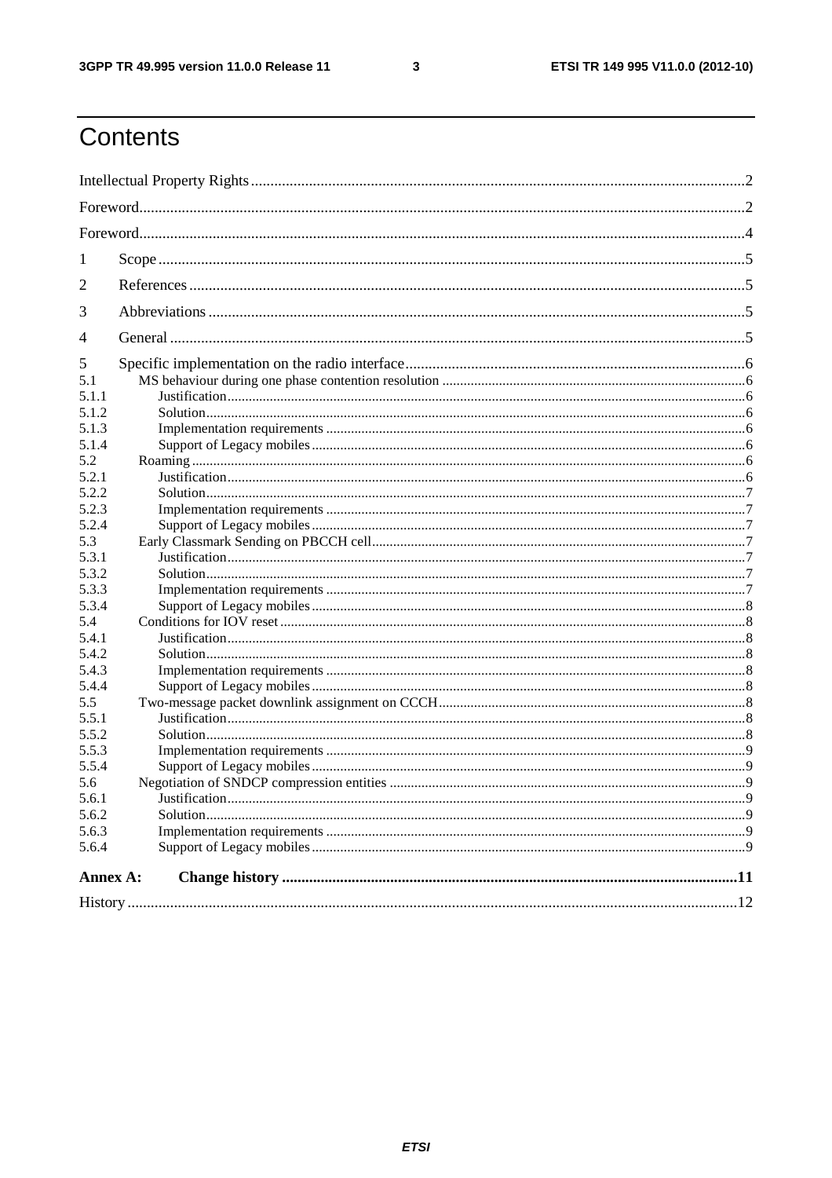# Contents

Intellectual Property Rights ........ 2

Foreword ........ 2

Foreword ........ 4

1 Scope ........ 5

2 References ........ 5

3 Abbreviations ........ 5

4 General ........ 5

5 Specific implementation on the radio interface ........ 6

5.1 MS behaviour during one phase contention resolution ........ 6

5.1.1 Justification ........ 6

5.1.2 Solution ........ 6

5.1.3 Implementation requirements ........ 6

5.1.4 Support of Legacy mobiles ........ 6

5.2 Roaming ........ 6

5.2.1 Justification ........ 6

5.2.2 Solution ........ 7

5.2.3 Implementation requirements ........ 7

5.2.4 Support of Legacy mobiles ........ 7

5.3 Early Classmark Sending on PBCCH cell ........ 7

5.3.1 Justification ........ 7

5.3.2 Solution ........ 7

5.3.3 Implementation requirements ........ 7

5.3.4 Support of Legacy mobiles ........ 8

5.4 Conditions for IOV reset ........ 8

5.4.1 Justification ........ 8

5.4.2 Solution ........ 8

5.4.3 Implementation requirements ........ 8

5.4.4 Support of Legacy mobiles ........ 8

5.5 Two-message packet downlink assignment on CCCH ........ 8

5.5.1 Justification ........ 8

5.5.2 Solution ........ 8

5.5.3 Implementation requirements ........ 9

5.5.4 Support of Legacy mobiles ........ 9

5.6 Negotiation of SNDCP compression entities ........ 9

5.6.1 Justification ........ 9

5.6.2 Solution ........ 9

5.6.3 Implementation requirements ........ 9

5.6.4 Support of Legacy mobiles ........ 9

**Annex A: Change history ........ 11**

History ........ 12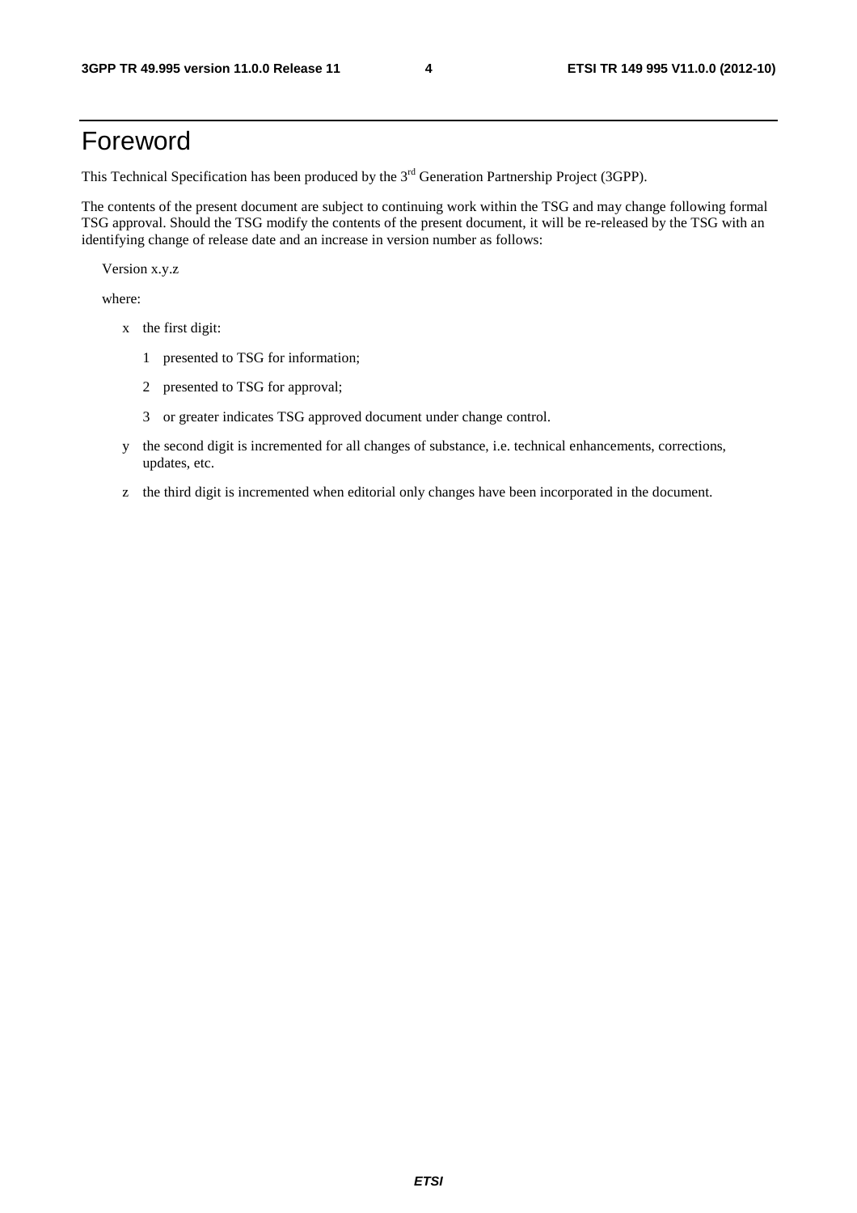# Foreword

This Technical Specification has been produced by the 3rd Generation Partnership Project (3GPP).

The contents of the present document are subject to continuing work within the TSG and may change following formal TSG approval. Should the TSG modify the contents of the present document, it will be re-released by the TSG with an identifying change of release date and an increase in version number as follows:

Version x.y.z

where:

- x the first digit:
  - 1 presented to TSG for information;
  - 2 presented to TSG for approval;
  - 3 or greater indicates TSG approved document under change control.
- y the second digit is incremented for all changes of substance, i.e. technical enhancements, corrections, updates, etc.
- z the third digit is incremented when editorial only changes have been incorporated in the document.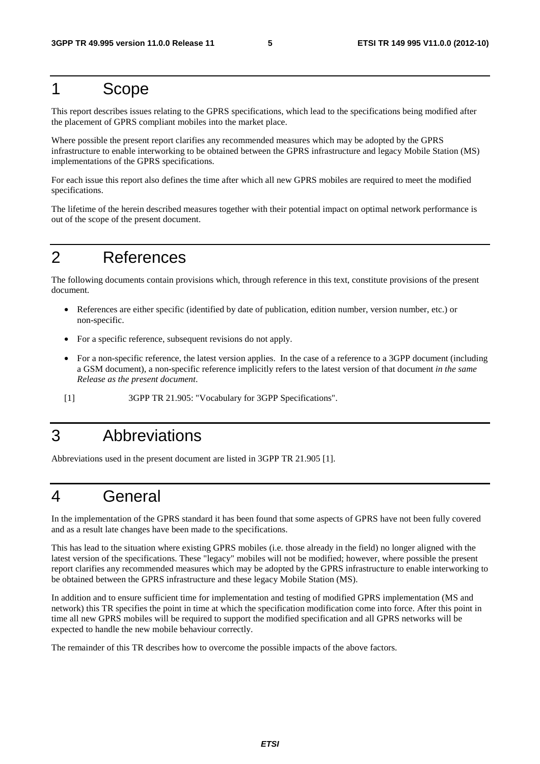# 1 Scope

This report describes issues relating to the GPRS specifications, which lead to the specifications being modified after the placement of GPRS compliant mobiles into the market place.

Where possible the present report clarifies any recommended measures which may be adopted by the GPRS infrastructure to enable interworking to be obtained between the GPRS infrastructure and legacy Mobile Station (MS) implementations of the GPRS specifications.

For each issue this report also defines the time after which all new GPRS mobiles are required to meet the modified specifications.

The lifetime of the herein described measures together with their potential impact on optimal network performance is out of the scope of the present document.

# 2 References

The following documents contain provisions which, through reference in this text, constitute provisions of the present document.

- References are either specific (identified by date of publication, edition number, version number, etc.) or non-specific.
- For a specific reference, subsequent revisions do not apply.
- For a non-specific reference, the latest version applies. In the case of a reference to a 3GPP document (including a GSM document), a non-specific reference implicitly refers to the latest version of that document *in the same Release as the present document*.

[1] 3GPP TR 21.905: "Vocabulary for 3GPP Specifications".

# 3 Abbreviations

Abbreviations used in the present document are listed in 3GPP TR 21.905 [1].

# 4 General

In the implementation of the GPRS standard it has been found that some aspects of GPRS have not been fully covered and as a result late changes have been made to the specifications.

This has lead to the situation where existing GPRS mobiles (i.e. those already in the field) no longer aligned with the latest version of the specifications. These "legacy" mobiles will not be modified; however, where possible the present report clarifies any recommended measures which may be adopted by the GPRS infrastructure to enable interworking to be obtained between the GPRS infrastructure and these legacy Mobile Station (MS).

In addition and to ensure sufficient time for implementation and testing of modified GPRS implementation (MS and network) this TR specifies the point in time at which the specification modification come into force. After this point in time all new GPRS mobiles will be required to support the modified specification and all GPRS networks will be expected to handle the new mobile behaviour correctly.

The remainder of this TR describes how to overcome the possible impacts of the above factors.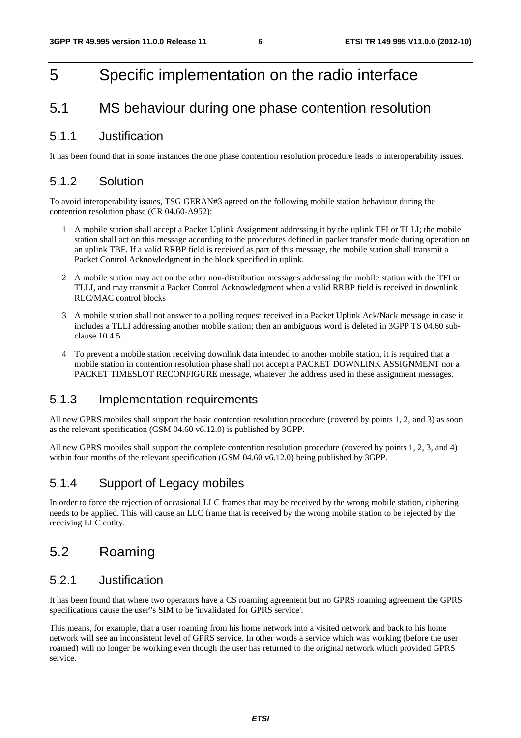# 5 Specific implementation on the radio interface

## 5.1 MS behaviour during one phase contention resolution

### 5.1.1 Justification

It has been found that in some instances the one phase contention resolution procedure leads to interoperability issues.

### 5.1.2 Solution

To avoid interoperability issues, TSG GERAN#3 agreed on the following mobile station behaviour during the contention resolution phase (CR 04.60-A952):

1. A mobile station shall accept a Packet Uplink Assignment addressing it by the uplink TFI or TLLI; the mobile station shall act on this message according to the procedures defined in packet transfer mode during operation on an uplink TBF. If a valid RRBP field is received as part of this message, the mobile station shall transmit a Packet Control Acknowledgment in the block specified in uplink.

2. A mobile station may act on the other non-distribution messages addressing the mobile station with the TFI or TLLI, and may transmit a Packet Control Acknowledgment when a valid RRBP field is received in downlink RLC/MAC control blocks

3. A mobile station shall not answer to a polling request received in a Packet Uplink Ack/Nack message in case it includes a TLLI addressing another mobile station; then an ambiguous word is deleted in 3GPP TS 04.60 sub-clause 10.4.5.

4. To prevent a mobile station receiving downlink data intended to another mobile station, it is required that a mobile station in contention resolution phase shall not accept a PACKET DOWNLINK ASSIGNMENT nor a PACKET TIMESLOT RECONFIGURE message, whatever the address used in these assignment messages.

### 5.1.3 Implementation requirements

All new GPRS mobiles shall support the basic contention resolution procedure (covered by points 1, 2, and 3) as soon as the relevant specification (GSM 04.60 v6.12.0) is published by 3GPP.

All new GPRS mobiles shall support the complete contention resolution procedure (covered by points 1, 2, 3, and 4) within four months of the relevant specification (GSM 04.60 v6.12.0) being published by 3GPP.

### 5.1.4 Support of Legacy mobiles

In order to force the rejection of occasional LLC frames that may be received by the wrong mobile station, ciphering needs to be applied. This will cause an LLC frame that is received by the wrong mobile station to be rejected by the receiving LLC entity.

## 5.2 Roaming

### 5.2.1 Justification

It has been found that where two operators have a CS roaming agreement but no GPRS roaming agreement the GPRS specifications cause the user''s SIM to be 'invalidated for GPRS service'.

This means, for example, that a user roaming from his home network into a visited network and back to his home network will see an inconsistent level of GPRS service. In other words a service which was working (before the user roamed) will no longer be working even though the user has returned to the original network which provided GPRS service.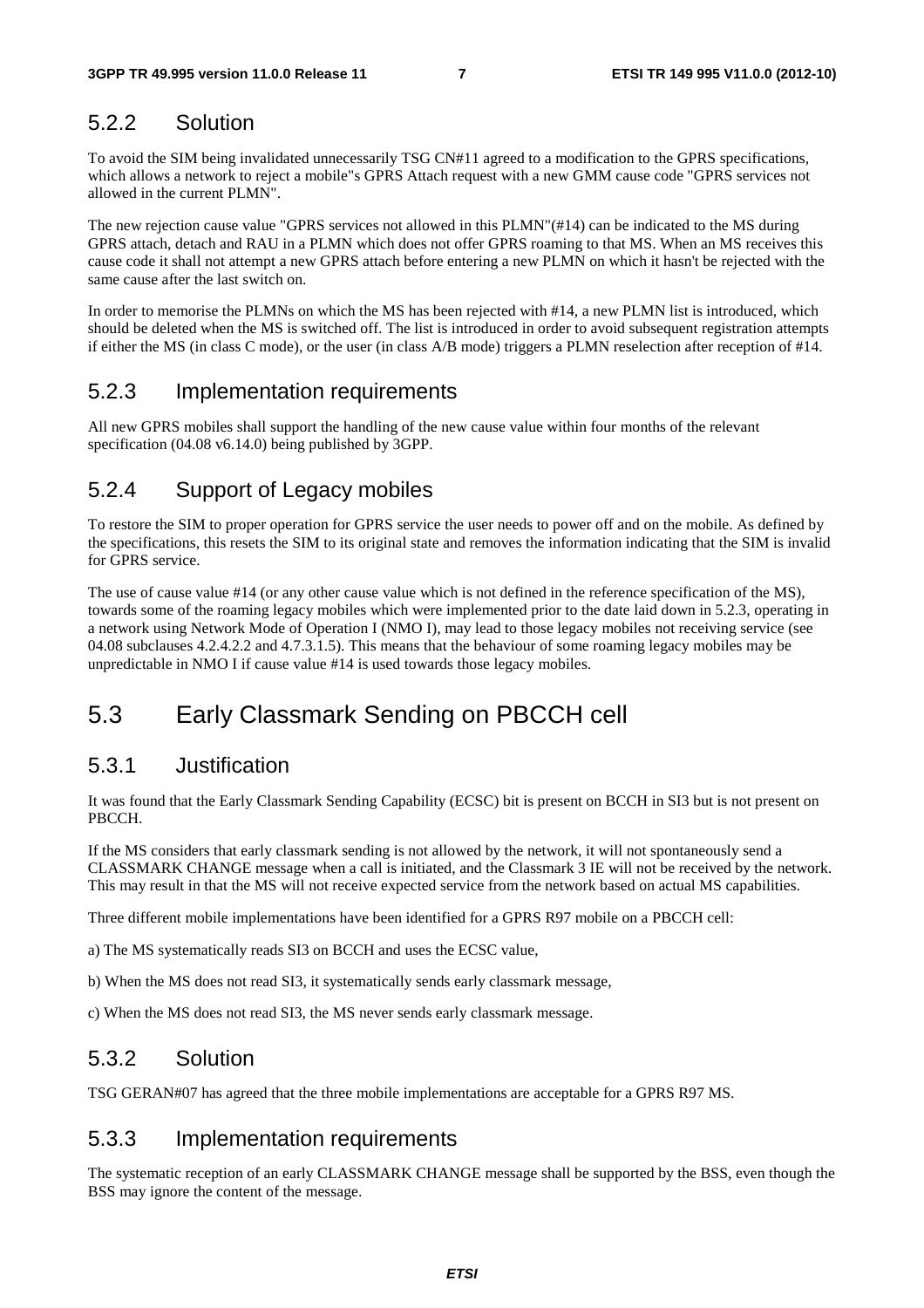### 5.2.2 Solution

To avoid the SIM being invalidated unnecessarily TSG CN#11 agreed to a modification to the GPRS specifications, which allows a network to reject a mobile"s GPRS Attach request with a new GMM cause code "GPRS services not allowed in the current PLMN".

The new rejection cause value "GPRS services not allowed in this PLMN"(#14) can be indicated to the MS during GPRS attach, detach and RAU in a PLMN which does not offer GPRS roaming to that MS. When an MS receives this cause code it shall not attempt a new GPRS attach before entering a new PLMN on which it hasn't be rejected with the same cause after the last switch on.

In order to memorise the PLMNs on which the MS has been rejected with #14, a new PLMN list is introduced, which should be deleted when the MS is switched off. The list is introduced in order to avoid subsequent registration attempts if either the MS (in class C mode), or the user (in class A/B mode) triggers a PLMN reselection after reception of #14.

### 5.2.3 Implementation requirements

All new GPRS mobiles shall support the handling of the new cause value within four months of the relevant specification (04.08 v6.14.0) being published by 3GPP.

### 5.2.4 Support of Legacy mobiles

To restore the SIM to proper operation for GPRS service the user needs to power off and on the mobile. As defined by the specifications, this resets the SIM to its original state and removes the information indicating that the SIM is invalid for GPRS service.

The use of cause value #14 (or any other cause value which is not defined in the reference specification of the MS), towards some of the roaming legacy mobiles which were implemented prior to the date laid down in 5.2.3, operating in a network using Network Mode of Operation I (NMO I), may lead to those legacy mobiles not receiving service (see 04.08 subclauses 4.2.4.2.2 and 4.7.3.1.5). This means that the behaviour of some roaming legacy mobiles may be unpredictable in NMO I if cause value #14 is used towards those legacy mobiles.

## 5.3 Early Classmark Sending on PBCCH cell

### 5.3.1 Justification

It was found that the Early Classmark Sending Capability (ECSC) bit is present on BCCH in SI3 but is not present on PBCCH.

If the MS considers that early classmark sending is not allowed by the network, it will not spontaneously send a CLASSMARK CHANGE message when a call is initiated, and the Classmark 3 IE will not be received by the network. This may result in that the MS will not receive expected service from the network based on actual MS capabilities.

Three different mobile implementations have been identified for a GPRS R97 mobile on a PBCCH cell:

a) The MS systematically reads SI3 on BCCH and uses the ECSC value,

b) When the MS does not read SI3, it systematically sends early classmark message,

c) When the MS does not read SI3, the MS never sends early classmark message.

### 5.3.2 Solution

TSG GERAN#07 has agreed that the three mobile implementations are acceptable for a GPRS R97 MS.

### 5.3.3 Implementation requirements

The systematic reception of an early CLASSMARK CHANGE message shall be supported by the BSS, even though the BSS may ignore the content of the message.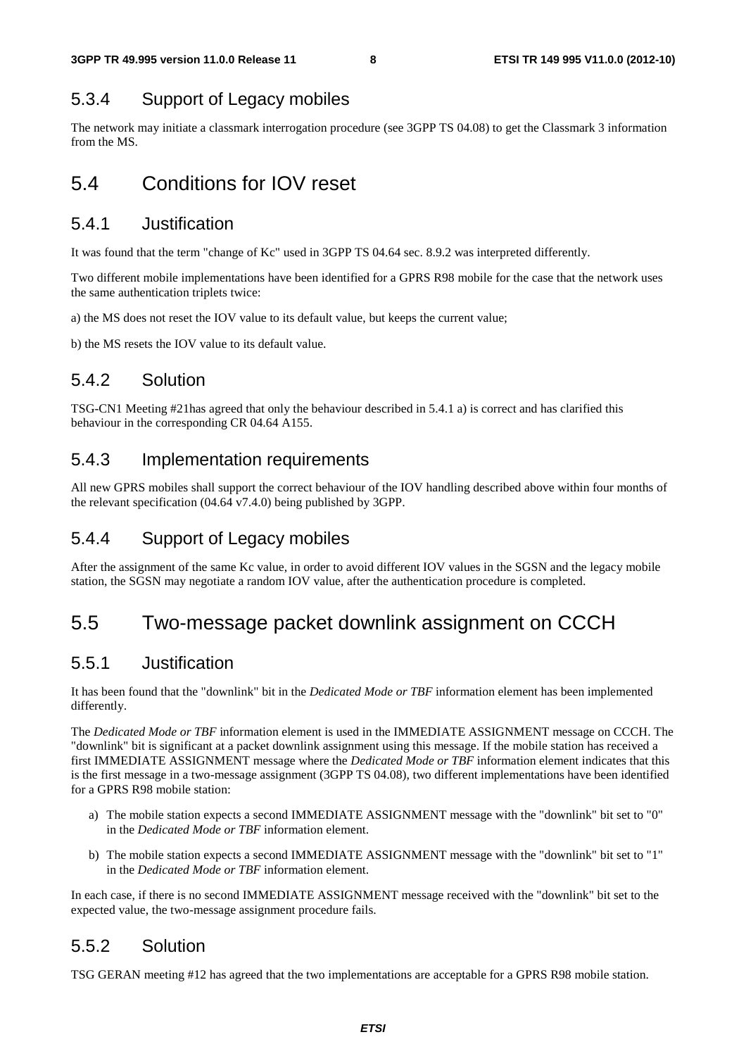### 5.3.4 Support of Legacy mobiles

The network may initiate a classmark interrogation procedure (see 3GPP TS 04.08) to get the Classmark 3 information from the MS.

## 5.4 Conditions for IOV reset

### 5.4.1 Justification

It was found that the term "change of Kc" used in 3GPP TS 04.64 sec. 8.9.2 was interpreted differently.

Two different mobile implementations have been identified for a GPRS R98 mobile for the case that the network uses the same authentication triplets twice:

a) the MS does not reset the IOV value to its default value, but keeps the current value;

b) the MS resets the IOV value to its default value.

### 5.4.2 Solution

TSG-CN1 Meeting #21has agreed that only the behaviour described in 5.4.1 a) is correct and has clarified this behaviour in the corresponding CR 04.64 A155.

### 5.4.3 Implementation requirements

All new GPRS mobiles shall support the correct behaviour of the IOV handling described above within four months of the relevant specification (04.64 v7.4.0) being published by 3GPP.

### 5.4.4 Support of Legacy mobiles

After the assignment of the same Kc value, in order to avoid different IOV values in the SGSN and the legacy mobile station, the SGSN may negotiate a random IOV value, after the authentication procedure is completed.

## 5.5 Two-message packet downlink assignment on CCCH

### 5.5.1 Justification

It has been found that the "downlink" bit in the *Dedicated Mode or TBF* information element has been implemented differently.

The *Dedicated Mode or TBF* information element is used in the IMMEDIATE ASSIGNMENT message on CCCH. The "downlink" bit is significant at a packet downlink assignment using this message. If the mobile station has received a first IMMEDIATE ASSIGNMENT message where the *Dedicated Mode or TBF* information element indicates that this is the first message in a two-message assignment (3GPP TS 04.08), two different implementations have been identified for a GPRS R98 mobile station:

a) The mobile station expects a second IMMEDIATE ASSIGNMENT message with the "downlink" bit set to "0" in the *Dedicated Mode or TBF* information element.

b) The mobile station expects a second IMMEDIATE ASSIGNMENT message with the "downlink" bit set to "1" in the *Dedicated Mode or TBF* information element.

In each case, if there is no second IMMEDIATE ASSIGNMENT message received with the "downlink" bit set to the expected value, the two-message assignment procedure fails.

### 5.5.2 Solution

TSG GERAN meeting #12 has agreed that the two implementations are acceptable for a GPRS R98 mobile station.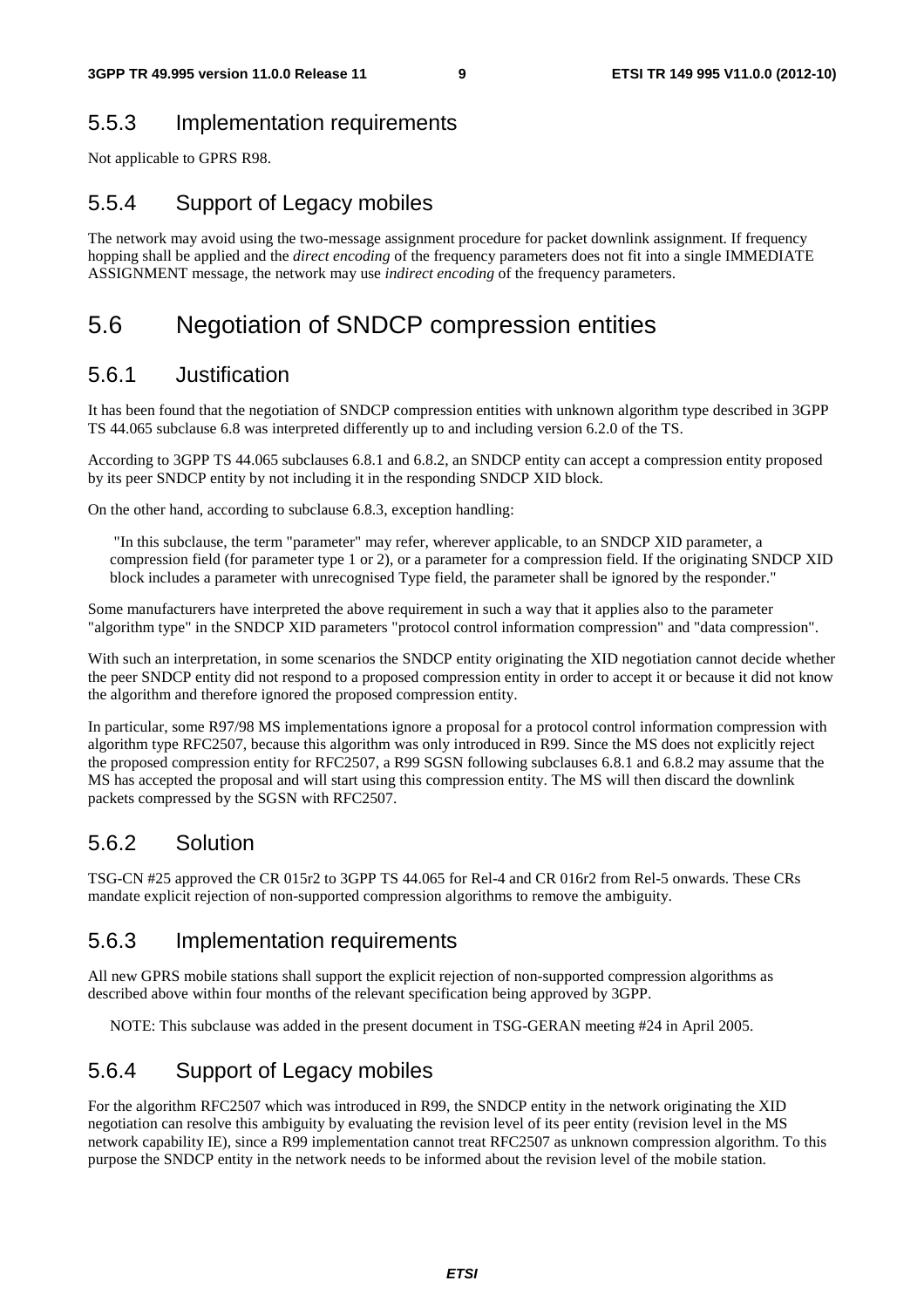### 5.5.3 Implementation requirements

Not applicable to GPRS R98.

### 5.5.4 Support of Legacy mobiles

The network may avoid using the two-message assignment procedure for packet downlink assignment. If frequency hopping shall be applied and the *direct encoding* of the frequency parameters does not fit into a single IMMEDIATE ASSIGNMENT message, the network may use *indirect encoding* of the frequency parameters.

## 5.6 Negotiation of SNDCP compression entities

### 5.6.1 Justification

It has been found that the negotiation of SNDCP compression entities with unknown algorithm type described in 3GPP TS 44.065 subclause 6.8 was interpreted differently up to and including version 6.2.0 of the TS.

According to 3GPP TS 44.065 subclauses 6.8.1 and 6.8.2, an SNDCP entity can accept a compression entity proposed by its peer SNDCP entity by not including it in the responding SNDCP XID block.

On the other hand, according to subclause 6.8.3, exception handling:

> "In this subclause, the term "parameter" may refer, wherever applicable, to an SNDCP XID parameter, a compression field (for parameter type 1 or 2), or a parameter for a compression field. If the originating SNDCP XID block includes a parameter with unrecognised Type field, the parameter shall be ignored by the responder."

Some manufacturers have interpreted the above requirement in such a way that it applies also to the parameter "algorithm type" in the SNDCP XID parameters "protocol control information compression" and "data compression".

With such an interpretation, in some scenarios the SNDCP entity originating the XID negotiation cannot decide whether the peer SNDCP entity did not respond to a proposed compression entity in order to accept it or because it did not know the algorithm and therefore ignored the proposed compression entity.

In particular, some R97/98 MS implementations ignore a proposal for a protocol control information compression with algorithm type RFC2507, because this algorithm was only introduced in R99. Since the MS does not explicitly reject the proposed compression entity for RFC2507, a R99 SGSN following subclauses 6.8.1 and 6.8.2 may assume that the MS has accepted the proposal and will start using this compression entity. The MS will then discard the downlink packets compressed by the SGSN with RFC2507.

### 5.6.2 Solution

TSG-CN #25 approved the CR 015r2 to 3GPP TS 44.065 for Rel-4 and CR 016r2 from Rel-5 onwards. These CRs mandate explicit rejection of non-supported compression algorithms to remove the ambiguity.

### 5.6.3 Implementation requirements

All new GPRS mobile stations shall support the explicit rejection of non-supported compression algorithms as described above within four months of the relevant specification being approved by 3GPP.

NOTE: This subclause was added in the present document in TSG-GERAN meeting #24 in April 2005.

### 5.6.4 Support of Legacy mobiles

For the algorithm RFC2507 which was introduced in R99, the SNDCP entity in the network originating the XID negotiation can resolve this ambiguity by evaluating the revision level of its peer entity (revision level in the MS network capability IE), since a R99 implementation cannot treat RFC2507 as unknown compression algorithm. To this purpose the SNDCP entity in the network needs to be informed about the revision level of the mobile station.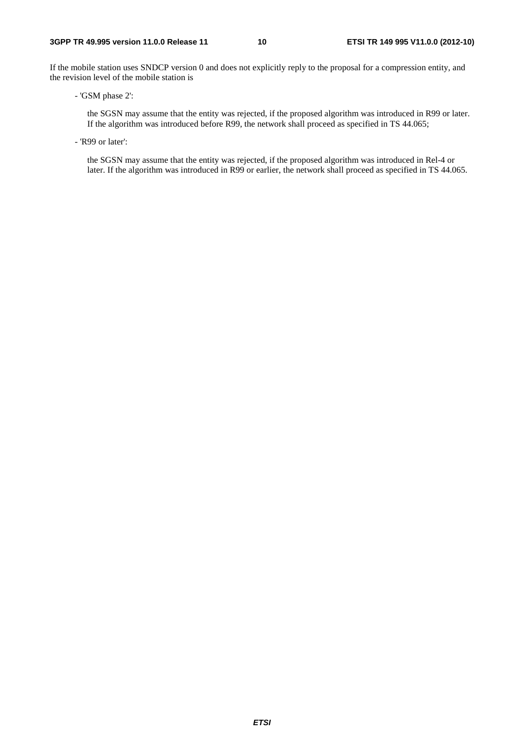If the mobile station uses SNDCP version 0 and does not explicitly reply to the proposal for a compression entity, and the revision level of the mobile station is

- 'GSM phase 2':

  the SGSN may assume that the entity was rejected, if the proposed algorithm was introduced in R99 or later. If the algorithm was introduced before R99, the network shall proceed as specified in TS 44.065;

- 'R99 or later':

  the SGSN may assume that the entity was rejected, if the proposed algorithm was introduced in Rel-4 or later. If the algorithm was introduced in R99 or earlier, the network shall proceed as specified in TS 44.065.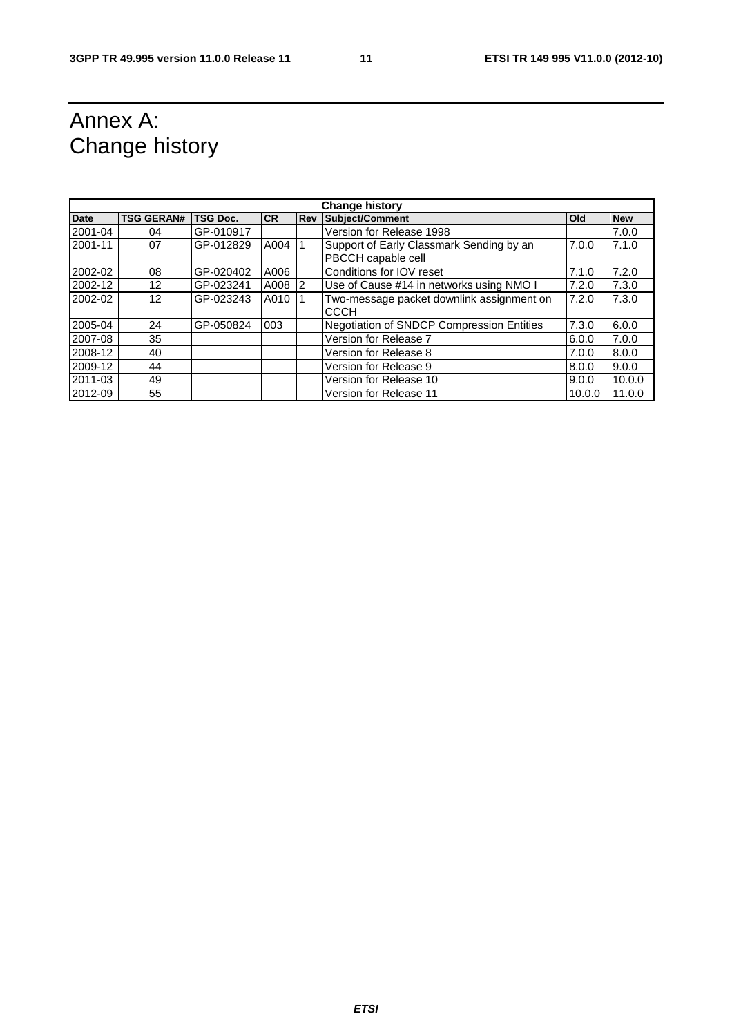# Annex A: Change history

| Change history | | | | | | | |
|---|---|---|---|---|---|---|---|
| **Date** | **TSG GERAN#** | **TSG Doc.** | **CR** | **Rev** | **Subject/Comment** | **Old** | **New** |
| 2001-04 | 04 | GP-010917 | | | Version for Release 1998 | | 7.0.0 |
| 2001-11 | 07 | GP-012829 | A004 | 1 | Support of Early Classmark Sending by an PBCCH capable cell | 7.0.0 | 7.1.0 |
| 2002-02 | 08 | GP-020402 | A006 | | Conditions for IOV reset | 7.1.0 | 7.2.0 |
| 2002-12 | 12 | GP-023241 | A008 | 2 | Use of Cause #14 in networks using NMO I | 7.2.0 | 7.3.0 |
| 2002-02 | 12 | GP-023243 | A010 | 1 | Two-message packet downlink assignment on CCCH | 7.2.0 | 7.3.0 |
| 2005-04 | 24 | GP-050824 | 003 | | Negotiation of SNDCP Compression Entities | 7.3.0 | 6.0.0 |
| 2007-08 | 35 | | | | Version for Release 7 | 6.0.0 | 7.0.0 |
| 2008-12 | 40 | | | | Version for Release 8 | 7.0.0 | 8.0.0 |
| 2009-12 | 44 | | | | Version for Release 9 | 8.0.0 | 9.0.0 |
| 2011-03 | 49 | | | | Version for Release 10 | 9.0.0 | 10.0.0 |
| 2012-09 | 55 | | | | Version for Release 11 | 10.0.0 | 11.0.0 |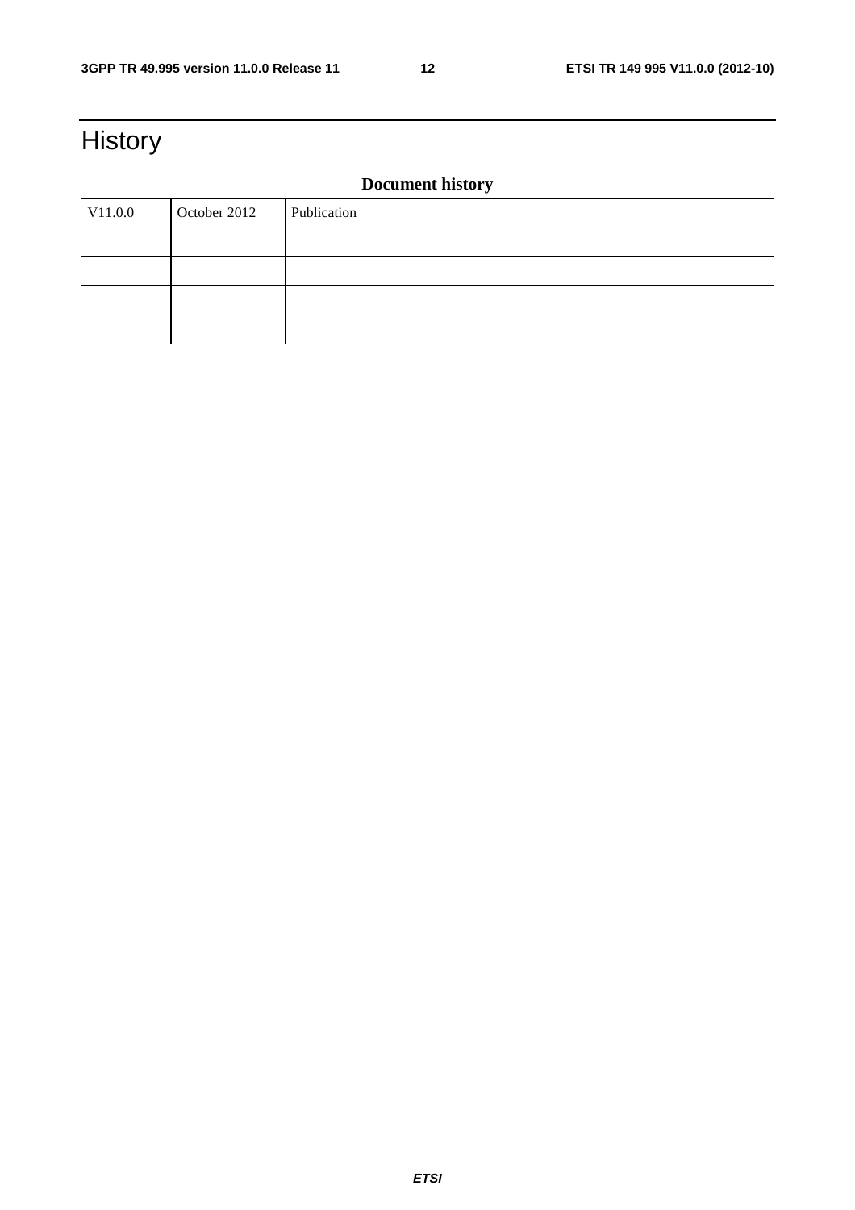# History

| Document history | | |
|---|---|---|
| V11.0.0 | October 2012 | Publication |
| | | |
| | | |
| | | |
| | | |